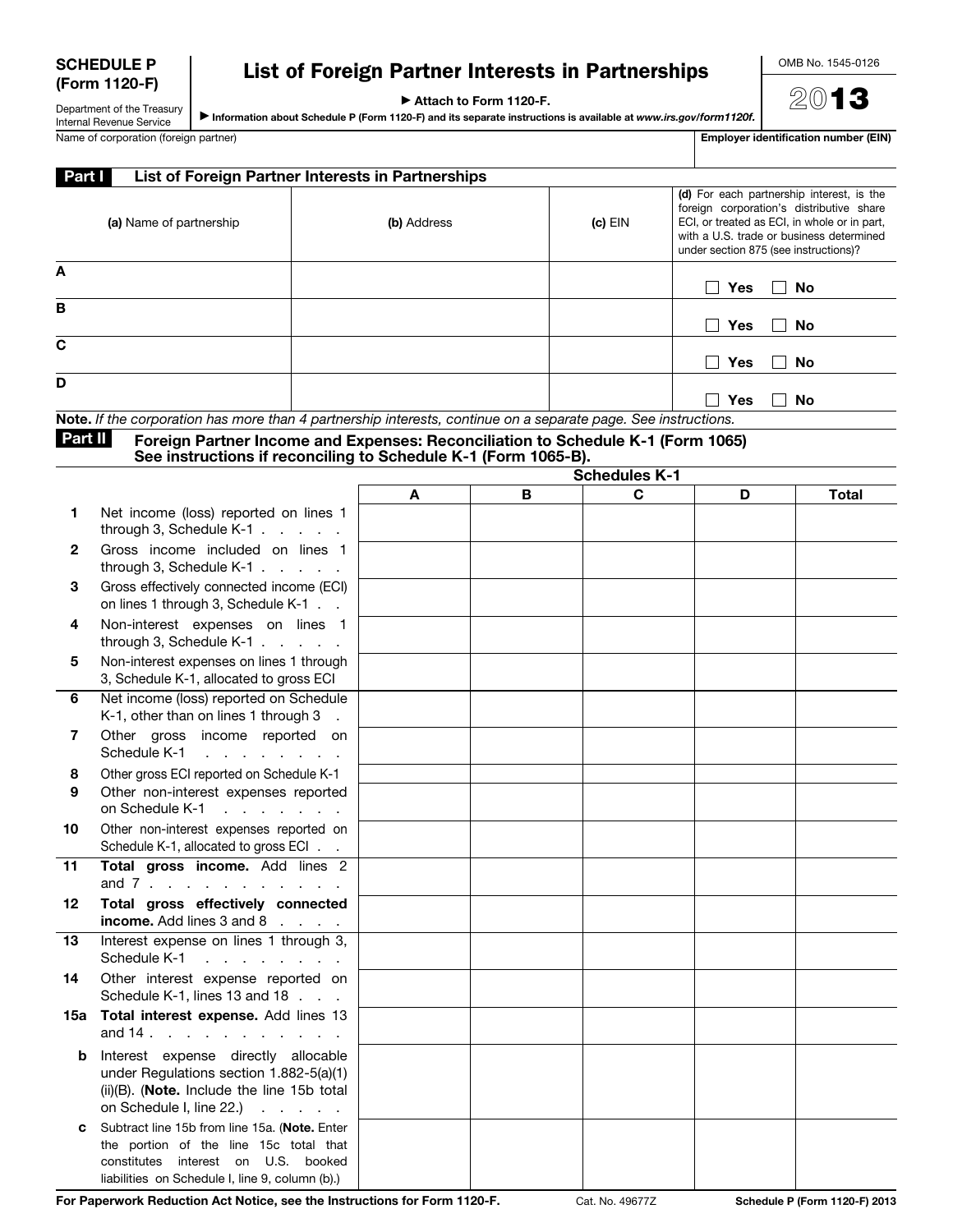**SCHEDULE P (Form 1120-F)**

Department of the Treasury
Internal Revenue Service

# List of Foreign Partner Interests in Partnerships

▶ Attach to Form 1120-F.

▶ Information about Schedule P (Form 1120-F) and its separate instructions is available at *www.irs.gov/form1120f.*

OMB No. 1545-0126

**2013**

Name of corporation (foreign partner) | **Employer identification number (EIN)**

## Part I — List of Foreign Partner Interests in Partnerships

| | (a) Name of partnership | (b) Address | (c) EIN | (d) For each partnership interest, is the foreign corporation's distributive share ECI, or treated as ECI, in whole or in part, with a U.S. trade or business determined under section 875 (see instructions)? |
|---|---|---|---|---|
| A | | | | ☐ Yes ☐ No |
| B | | | | ☐ Yes ☐ No |
| C | | | | ☐ Yes ☐ No |
| D | | | | ☐ Yes ☐ No |

**Note.** *If the corporation has more than 4 partnership interests, continue on a separate page. See instructions.*

## Part II — Foreign Partner Income and Expenses: Reconciliation to Schedule K-1 (Form 1065) See instructions if reconciling to Schedule K-1 (Form 1065-B).

| | | Schedules K-1 | | | | |
|---|---|---|---|---|---|---|
| | | A | B | C | D | Total |
| 1 | Net income (loss) reported on lines 1 through 3, Schedule K-1 | | | | | |
| 2 | Gross income included on lines 1 through 3, Schedule K-1 | | | | | |
| 3 | Gross effectively connected income (ECI) on lines 1 through 3, Schedule K-1 | | | | | |
| 4 | Non-interest expenses on lines 1 through 3, Schedule K-1 | | | | | |
| 5 | Non-interest expenses on lines 1 through 3, Schedule K-1, allocated to gross ECI | | | | | |
| 6 | Net income (loss) reported on Schedule K-1, other than on lines 1 through 3 | | | | | |
| 7 | Other gross income reported on Schedule K-1 | | | | | |
| 8 | Other gross ECI reported on Schedule K-1 | | | | | |
| 9 | Other non-interest expenses reported on Schedule K-1 | | | | | |
| 10 | Other non-interest expenses reported on Schedule K-1, allocated to gross ECI | | | | | |
| 11 | **Total gross income.** Add lines 2 and 7 | | | | | |
| 12 | **Total gross effectively connected income.** Add lines 3 and 8 | | | | | |
| 13 | Interest expense on lines 1 through 3, Schedule K-1 | | | | | |
| 14 | Other interest expense reported on Schedule K-1, lines 13 and 18 | | | | | |
| 15a | **Total interest expense.** Add lines 13 and 14 | | | | | |
| b | Interest expense directly allocable under Regulations section 1.882-5(a)(1)(ii)(B). (**Note.** Include the line 15b total on Schedule I, line 22.) | | | | | |
| c | Subtract line 15b from line 15a. (**Note.** Enter the portion of the line 15c total that constitutes interest on U.S. booked liabilities on Schedule I, line 9, column (b).) | | | | | |

**For Paperwork Reduction Act Notice, see the Instructions for Form 1120-F.** Cat. No. 49677Z **Schedule P (Form 1120-F) 2013**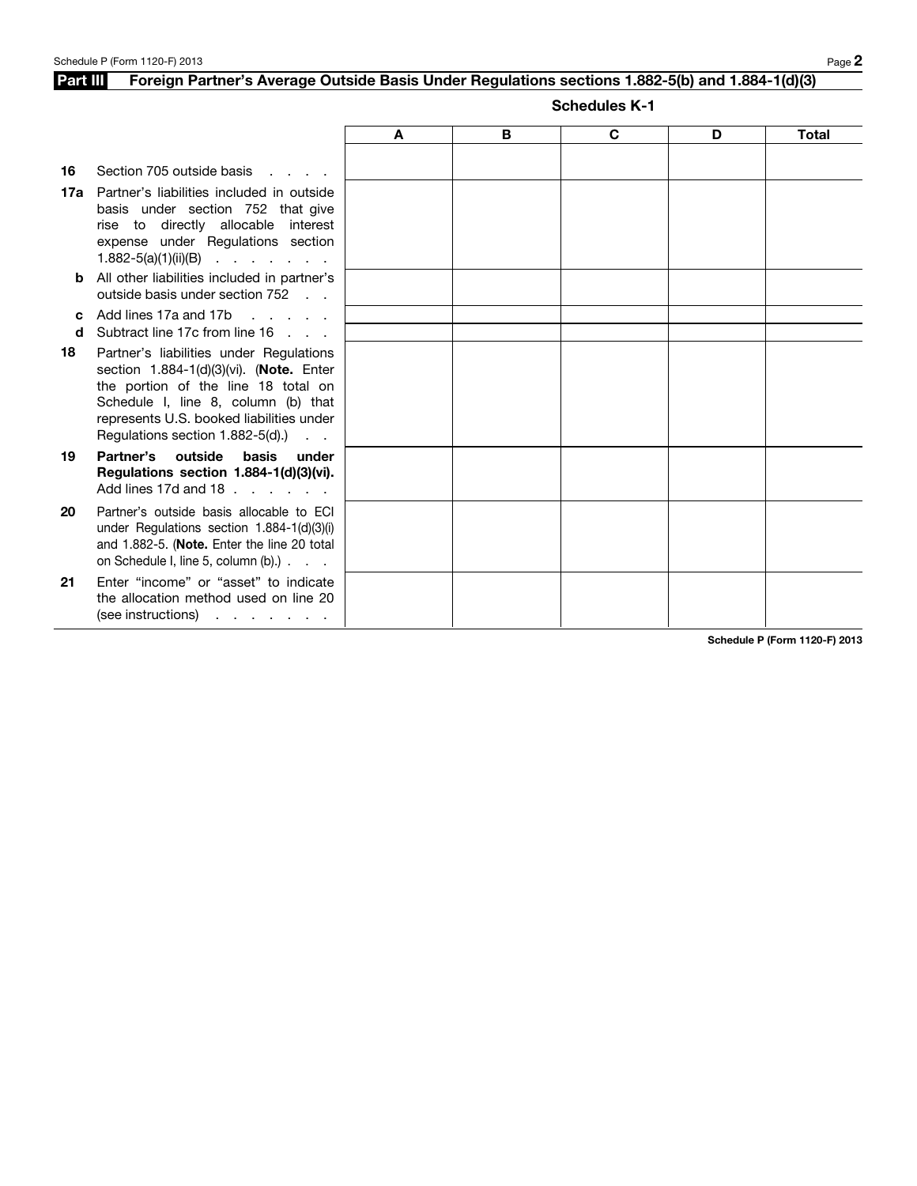## Part III Foreign Partner's Average Outside Basis Under Regulations sections 1.882-5(b) and 1.884-1(d)(3)

| | | Schedules K-1 | | | | |
|---|---|---|---|---|---|---|
| | | A | B | C | D | Total |
| 16 | Section 705 outside basis | | | | | |
| 17a | Partner's liabilities included in outside basis under section 752 that give rise to directly allocable interest expense under Regulations section 1.882-5(a)(1)(ii)(B) | | | | | |
| b | All other liabilities included in partner's outside basis under section 752 | | | | | |
| c | Add lines 17a and 17b | | | | | |
| d | Subtract line 17c from line 16 | | | | | |
| 18 | Partner's liabilities under Regulations section 1.884-1(d)(3)(vi). (**Note.** Enter the portion of the line 18 total on Schedule I, line 8, column (b) that represents U.S. booked liabilities under Regulations section 1.882-5(d).) | | | | | |
| 19 | **Partner's outside basis under Regulations section 1.884-1(d)(3)(vi).** Add lines 17d and 18 | | | | | |
| 20 | Partner's outside basis allocable to ECI under Regulations section 1.884-1(d)(3)(i) and 1.882-5. (**Note.** Enter the line 20 total on Schedule I, line 5, column (b).) | | | | | |
| 21 | Enter "income" or "asset" to indicate the allocation method used on line 20 (see instructions) | | | | | |

**Schedule P (Form 1120-F) 2013**